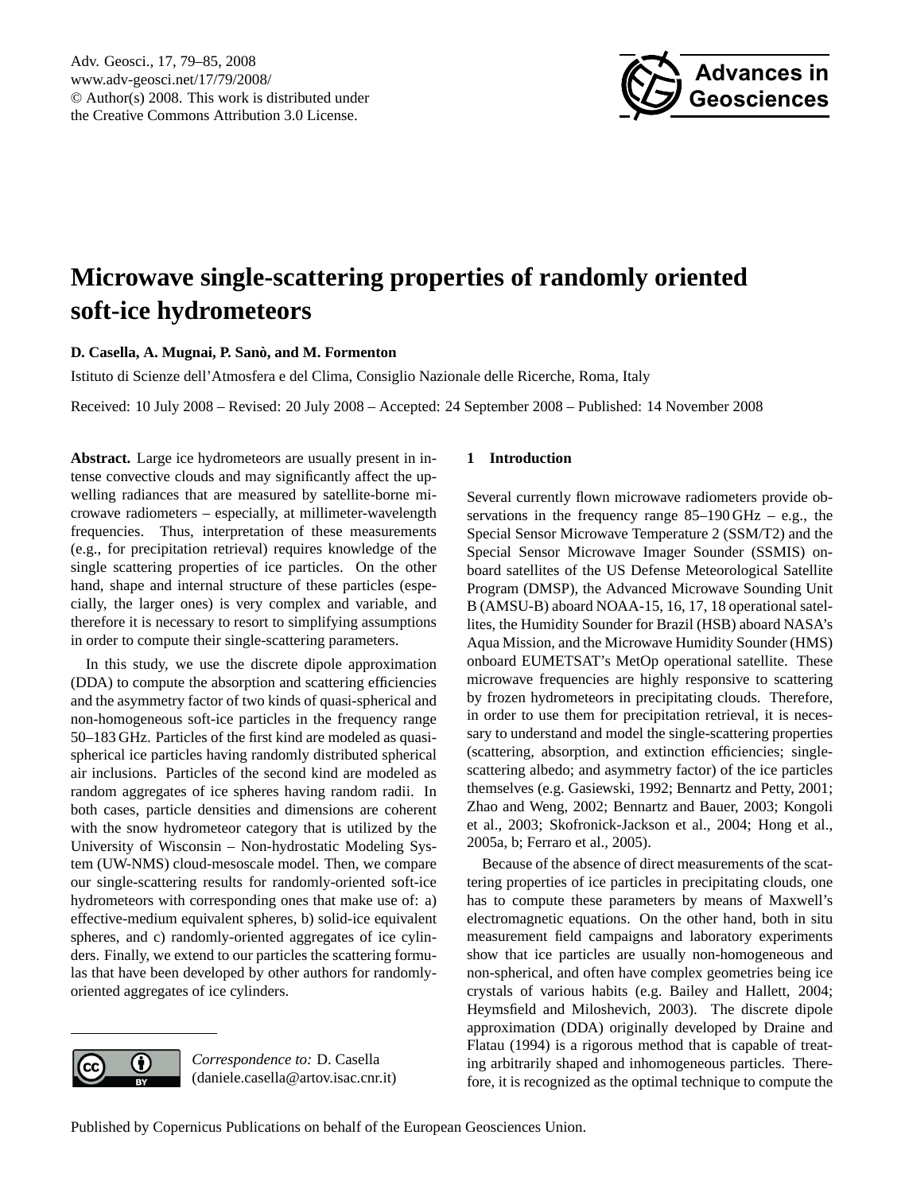# Microwave single-scattering properties of randomly oriented soft-ice hydrometeors

**D. Casella, A. Mugnai, P. Sanò, and M. Formenton**

Istituto di Scienze dell'Atmosfera e del Clima, Consiglio Nazionale delle Ricerche, Roma, Italy

Received: 10 July 2008 – Revised: 20 July 2008 – Accepted: 24 September 2008 – Published: 14 November 2008

**Abstract.** Large ice hydrometeors are usually present in intense convective clouds and may significantly affect the upwelling radiances that are measured by satellite-borne microwave radiometers – especially, at millimeter-wavelength frequencies. Thus, interpretation of these measurements (e.g., for precipitation retrieval) requires knowledge of the single scattering properties of ice particles. On the other hand, shape and internal structure of these particles (especially, the larger ones) is very complex and variable, and therefore it is necessary to resort to simplifying assumptions in order to compute their single-scattering parameters.

In this study, we use the discrete dipole approximation (DDA) to compute the absorption and scattering efficiencies and the asymmetry factor of two kinds of quasi-spherical and non-homogeneous soft-ice particles in the frequency range 50–183 GHz. Particles of the first kind are modeled as quasi-spherical ice particles having randomly distributed spherical air inclusions. Particles of the second kind are modeled as random aggregates of ice spheres having random radii. In both cases, particle densities and dimensions are coherent with the snow hydrometeor category that is utilized by the University of Wisconsin – Non-hydrostatic Modeling System (UW-NMS) cloud-mesoscale model. Then, we compare our single-scattering results for randomly-oriented soft-ice hydrometeors with corresponding ones that make use of: a) effective-medium equivalent spheres, b) solid-ice equivalent spheres, and c) randomly-oriented aggregates of ice cylinders. Finally, we extend to our particles the scattering formulas that have been developed by other authors for randomly-oriented aggregates of ice cylinders.

*Correspondence to:* D. Casella (daniele.casella@artov.isac.cnr.it)

## 1 Introduction

Several currently flown microwave radiometers provide observations in the frequency range 85–190 GHz – e.g., the Special Sensor Microwave Temperature 2 (SSM/T2) and the Special Sensor Microwave Imager Sounder (SSMIS) onboard satellites of the US Defense Meteorological Satellite Program (DMSP), the Advanced Microwave Sounding Unit B (AMSU-B) aboard NOAA-15, 16, 17, 18 operational satellites, the Humidity Sounder for Brazil (HSB) aboard NASA's Aqua Mission, and the Microwave Humidity Sounder (HMS) onboard EUMETSAT's MetOp operational satellite. These microwave frequencies are highly responsive to scattering by frozen hydrometeors in precipitating clouds. Therefore, in order to use them for precipitation retrieval, it is necessary to understand and model the single-scattering properties (scattering, absorption, and extinction efficiencies; single-scattering albedo; and asymmetry factor) of the ice particles themselves (e.g. Gasiewski, 1992; Bennartz and Petty, 2001; Zhao and Weng, 2002; Bennartz and Bauer, 2003; Kongoli et al., 2003; Skofronick-Jackson et al., 2004; Hong et al., 2005a, b; Ferraro et al., 2005).

Because of the absence of direct measurements of the scattering properties of ice particles in precipitating clouds, one has to compute these parameters by means of Maxwell's electromagnetic equations. On the other hand, both in situ measurement field campaigns and laboratory experiments show that ice particles are usually non-homogeneous and non-spherical, and often have complex geometries being ice crystals of various habits (e.g. Bailey and Hallett, 2004; Heymsfield and Miloshevich, 2003). The discrete dipole approximation (DDA) originally developed by Draine and Flatau (1994) is a rigorous method that is capable of treating arbitrarily shaped and inhomogeneous particles. Therefore, it is recognized as the optimal technique to compute the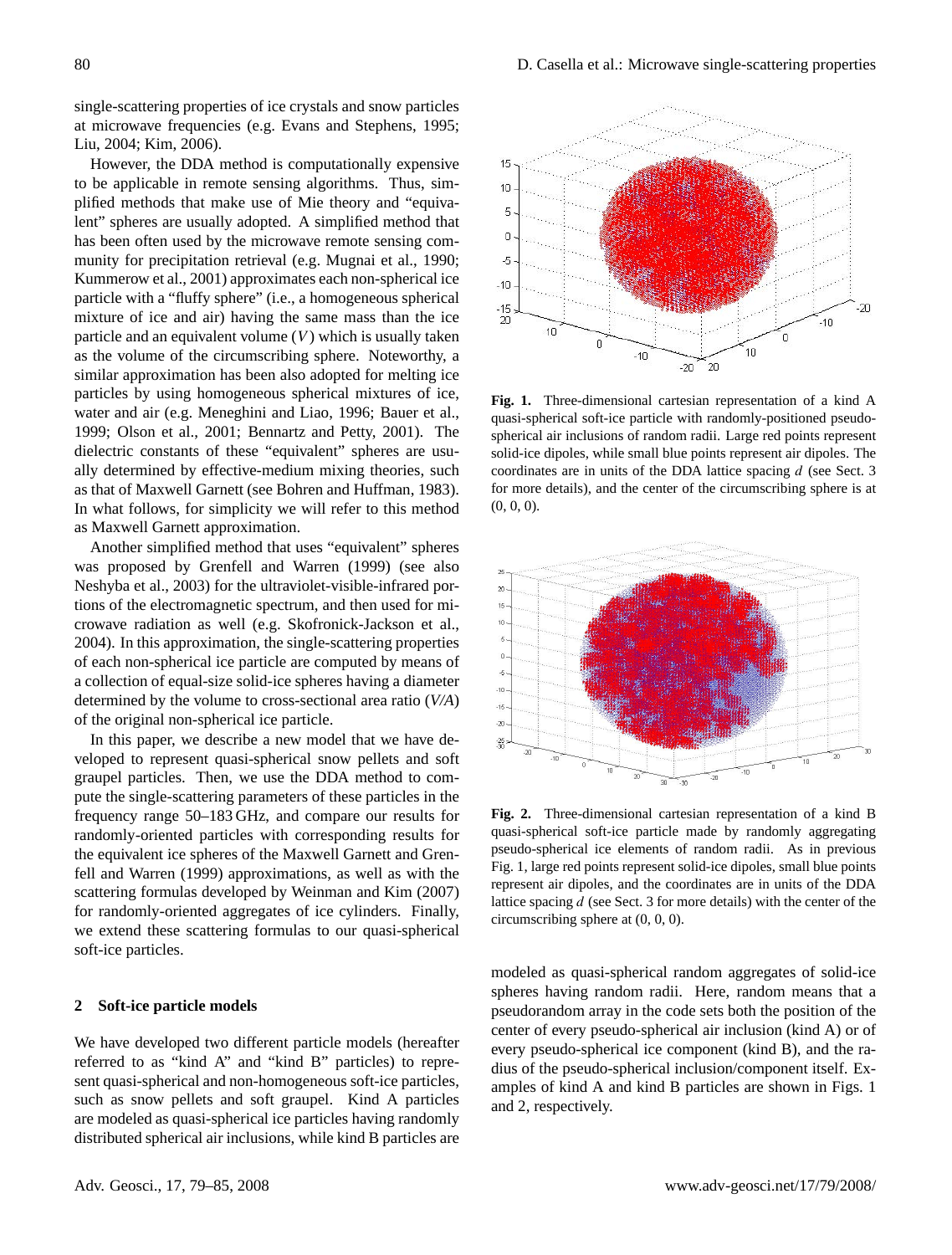single-scattering properties of ice crystals and snow particles at microwave frequencies (e.g. Evans and Stephens, 1995; Liu, 2004; Kim, 2006).

However, the DDA method is computationally expensive to be applicable in remote sensing algorithms. Thus, simplified methods that make use of Mie theory and "equivalent" spheres are usually adopted. A simplified method that has been often used by the microwave remote sensing community for precipitation retrieval (e.g. Mugnai et al., 1990; Kummerow et al., 2001) approximates each non-spherical ice particle with a "fluffy sphere" (i.e., a homogeneous spherical mixture of ice and air) having the same mass than the ice particle and an equivalent volume ($V$) which is usually taken as the volume of the circumscribing sphere. Noteworthy, a similar approximation has been also adopted for melting ice particles by using homogeneous spherical mixtures of ice, water and air (e.g. Meneghini and Liao, 1996; Bauer et al., 1999; Olson et al., 2001; Bennartz and Petty, 2001). The dielectric constants of these "equivalent" spheres are usually determined by effective-medium mixing theories, such as that of Maxwell Garnett (see Bohren and Huffman, 1983). In what follows, for simplicity we will refer to this method as Maxwell Garnett approximation.

Another simplified method that uses "equivalent" spheres was proposed by Grenfell and Warren (1999) (see also Neshyba et al., 2003) for the ultraviolet-visible-infrared portions of the electromagnetic spectrum, and then used for microwave radiation as well (e.g. Skofronick-Jackson et al., 2004). In this approximation, the single-scattering properties of each non-spherical ice particle are computed by means of a collection of equal-size solid-ice spheres having a diameter determined by the volume to cross-sectional area ratio ($V/A$) of the original non-spherical ice particle.

In this paper, we describe a new model that we have developed to represent quasi-spherical snow pellets and soft graupel particles. Then, we use the DDA method to compute the single-scattering parameters of these particles in the frequency range 50–183 GHz, and compare our results for randomly-oriented particles with corresponding results for the equivalent ice spheres of the Maxwell Garnett and Grenfell and Warren (1999) approximations, as well as with the scattering formulas developed by Weinman and Kim (2007) for randomly-oriented aggregates of ice cylinders. Finally, we extend these scattering formulas to our quasi-spherical soft-ice particles.

## 2 Soft-ice particle models

We have developed two different particle models (hereafter referred to as "kind A" and "kind B" particles) to represent quasi-spherical and non-homogeneous soft-ice particles, such as snow pellets and soft graupel. Kind A particles are modeled as quasi-spherical ice particles having randomly distributed spherical air inclusions, while kind B particles are modeled as quasi-spherical random aggregates of solid-ice spheres having random radii. Here, random means that a pseudorandom array in the code sets both the position of the center of every pseudo-spherical air inclusion (kind A) or of every pseudo-spherical ice component (kind B), and the radius of the pseudo-spherical inclusion/component itself. Examples of kind A and kind B particles are shown in Figs. 1 and 2, respectively.

**Fig. 1.** Three-dimensional cartesian representation of a kind A quasi-spherical soft-ice particle with randomly-positioned pseudo-spherical air inclusions of random radii. Large red points represent solid-ice dipoles, while small blue points represent air dipoles. The coordinates are in units of the DDA lattice spacing $d$ (see Sect. 3 for more details), and the center of the circumscribing sphere is at (0, 0, 0).

**Fig. 2.** Three-dimensional cartesian representation of a kind B quasi-spherical soft-ice particle made by randomly aggregating pseudo-spherical ice elements of random radii. As in previous Fig. 1, large red points represent solid-ice dipoles, small blue points represent air dipoles, and the coordinates are in units of the DDA lattice spacing $d$ (see Sect. 3 for more details) with the center of the circumscribing sphere at (0, 0, 0).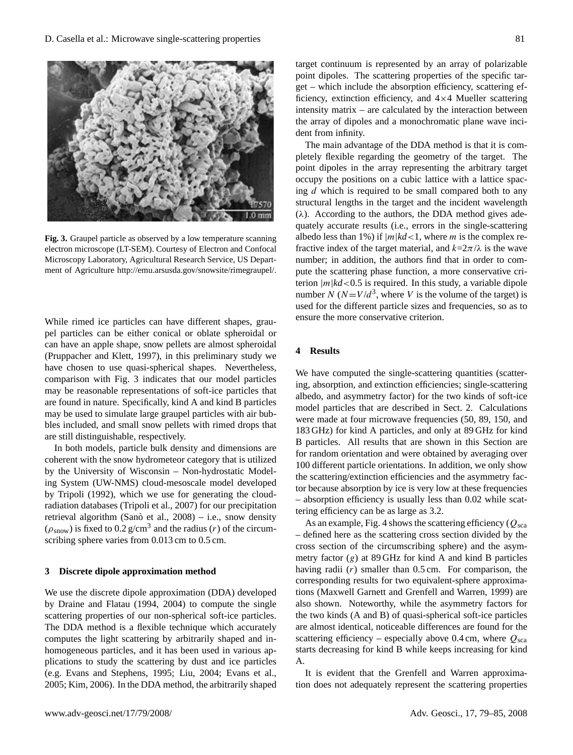Fig. 3. Graupel particle as observed by a low temperature scanning electron microscope (LT-SEM). Courtesy of Electron and Confocal Microscopy Laboratory, Agricultural Research Service, US Department of Agriculture http://emu.arsusda.gov/snowsite/rimegraupel/.

While rimed ice particles can have different shapes, graupel particles can be either conical or oblate spheroidal or can have an apple shape, snow pellets are almost spheroidal (Pruppacher and Klett, 1997), in this preliminary study we have chosen to use quasi-spherical shapes. Nevertheless, comparison with Fig. 3 indicates that our model particles may be reasonable representations of soft-ice particles that are found in nature. Specifically, kind A and kind B particles may be used to simulate large graupel particles with air bubbles included, and small snow pellets with rimed drops that are still distinguishable, respectively.

In both models, particle bulk density and dimensions are coherent with the snow hydrometeor category that is utilized by the University of Wisconsin – Non-hydrostatic Modeling System (UW-NMS) cloud-mesoscale model developed by Tripoli (1992), which we use for generating the cloud-radiation databases (Tripoli et al., 2007) for our precipitation retrieval algorithm (Sanò et al., 2008) – i.e., snow density ($\rho_{snow}$) is fixed to 0.2 g/cm$^3$ and the radius ($r$) of the circumscribing sphere varies from 0.013 cm to 0.5 cm.

## 3 Discrete dipole approximation method

We use the discrete dipole approximation (DDA) developed by Draine and Flatau (1994, 2004) to compute the single scattering properties of our non-spherical soft-ice particles. The DDA method is a flexible technique which accurately computes the light scattering by arbitrarily shaped and inhomogeneous particles, and it has been used in various applications to study the scattering by dust and ice particles (e.g. Evans and Stephens, 1995; Liu, 2004; Evans et al., 2005; Kim, 2006). In the DDA method, the arbitrarily shaped target continuum is represented by an array of polarizable point dipoles. The scattering properties of the specific target – which include the absorption efficiency, scattering efficiency, extinction efficiency, and 4×4 Mueller scattering intensity matrix – are calculated by the interaction between the array of dipoles and a monochromatic plane wave incident from infinity.

The main advantage of the DDA method is that it is completely flexible regarding the geometry of the target. The point dipoles in the array representing the arbitrary target occupy the positions on a cubic lattice with a lattice spacing $d$ which is required to be small compared both to any structural lengths in the target and the incident wavelength ($\lambda$). According to the authors, the DDA method gives adequately accurate results (i.e., errors in the single-scattering albedo less than 1%) if $|m|kd<1$, where $m$ is the complex refractive index of the target material, and $k=2\pi/\lambda$ is the wave number; in addition, the authors find that in order to compute the scattering phase function, a more conservative criterion $|m|kd<0.5$ is required. In this study, a variable dipole number $N$ ($N=V/d^3$, where $V$ is the volume of the target) is used for the different particle sizes and frequencies, so as to ensure the more conservative criterion.

## 4 Results

We have computed the single-scattering quantities (scattering, absorption, and extinction efficiencies; single-scattering albedo, and asymmetry factor) for the two kinds of soft-ice model particles that are described in Sect. 2. Calculations were made at four microwave frequencies (50, 89, 150, and 183 GHz) for kind A particles, and only at 89 GHz for kind B particles. All results that are shown in this Section are for random orientation and were obtained by averaging over 100 different particle orientations. In addition, we only show the scattering/extinction efficiencies and the asymmetry factor because absorption by ice is very low at these frequencies – absorption efficiency is usually less than 0.02 while scattering efficiency can be as large as 3.2.

As an example, Fig. 4 shows the scattering efficiency ($Q_{sca}$ – defined here as the scattering cross section divided by the cross section of the circumscribing sphere) and the asymmetry factor ($g$) at 89 GHz for kind A and kind B particles having radii ($r$) smaller than 0.5 cm. For comparison, the corresponding results for two equivalent-sphere approximations (Maxwell Garnett and Grenfell and Warren, 1999) are also shown. Noteworthy, while the asymmetry factors for the two kinds (A and B) of quasi-spherical soft-ice particles are almost identical, noticeable differences are found for the scattering efficiency – especially above 0.4 cm, where $Q_{sca}$ starts decreasing for kind B while keeps increasing for kind A.

It is evident that the Grenfell and Warren approximation does not adequately represent the scattering properties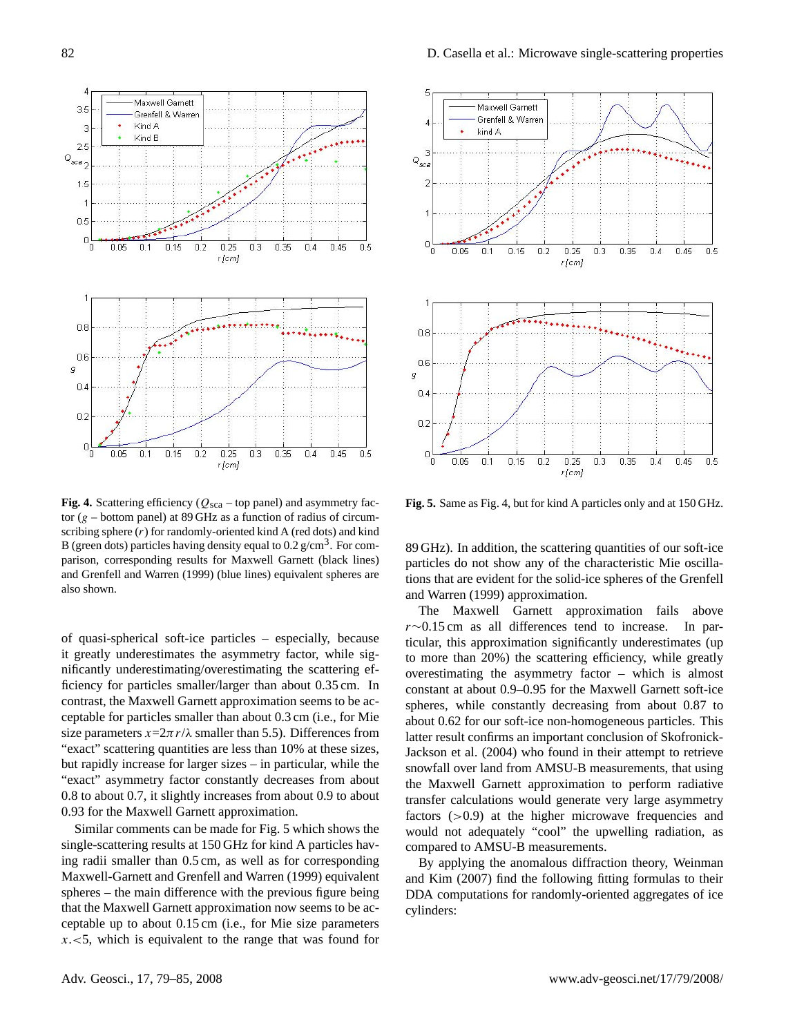**Fig. 4.** Scattering efficiency ($Q_{\text{sca}}$ – top panel) and asymmetry factor ($g$ – bottom panel) at 89 GHz as a function of radius of circumscribing sphere ($r$) for randomly-oriented kind A (red dots) and kind B (green dots) particles having density equal to 0.2 g/cm$^3$. For comparison, corresponding results for Maxwell Garnett (black lines) and Grenfell and Warren (1999) (blue lines) equivalent spheres are also shown.

**Fig. 5.** Same as Fig. 4, but for kind A particles only and at 150 GHz.

of quasi-spherical soft-ice particles – especially, because it greatly underestimates the asymmetry factor, while significantly underestimating/overestimating the scattering efficiency for particles smaller/larger than about 0.35 cm. In contrast, the Maxwell Garnett approximation seems to be acceptable for particles smaller than about 0.3 cm (i.e., for Mie size parameters $x=2\pi r/\lambda$ smaller than 5.5). Differences from "exact" scattering quantities are less than 10% at these sizes, but rapidly increase for larger sizes – in particular, while the "exact" asymmetry factor constantly decreases from about 0.8 to about 0.7, it slightly increases from about 0.9 to about 0.93 for the Maxwell Garnett approximation.

Similar comments can be made for Fig. 5 which shows the single-scattering results at 150 GHz for kind A particles having radii smaller than 0.5 cm, as well as for corresponding Maxwell-Garnett and Grenfell and Warren (1999) equivalent spheres – the main difference with the previous figure being that the Maxwell Garnett approximation now seems to be acceptable up to about 0.15 cm (i.e., for Mie size parameters $x.<5$, which is equivalent to the range that was found for 89 GHz). In addition, the scattering quantities of our soft-ice particles do not show any of the characteristic Mie oscillations that are evident for the solid-ice spheres of the Grenfell and Warren (1999) approximation.

The Maxwell Garnett approximation fails above $r\sim0.15$ cm as all differences tend to increase. In particular, this approximation significantly underestimates (up to more than 20%) the scattering efficiency, while greatly overestimating the asymmetry factor – which is almost constant at about 0.9–0.95 for the Maxwell Garnett soft-ice spheres, while constantly decreasing from about 0.87 to about 0.62 for our soft-ice non-homogeneous particles. This latter result confirms an important conclusion of Skofronick-Jackson et al. (2004) who found in their attempt to retrieve snowfall over land from AMSU-B measurements, that using the Maxwell Garnett approximation to perform radiative transfer calculations would generate very large asymmetry factors ($>0.9$) at the higher microwave frequencies and would not adequately "cool" the upwelling radiation, as compared to AMSU-B measurements.

By applying the anomalous diffraction theory, Weinman and Kim (2007) find the following fitting formulas to their DDA computations for randomly-oriented aggregates of ice cylinders: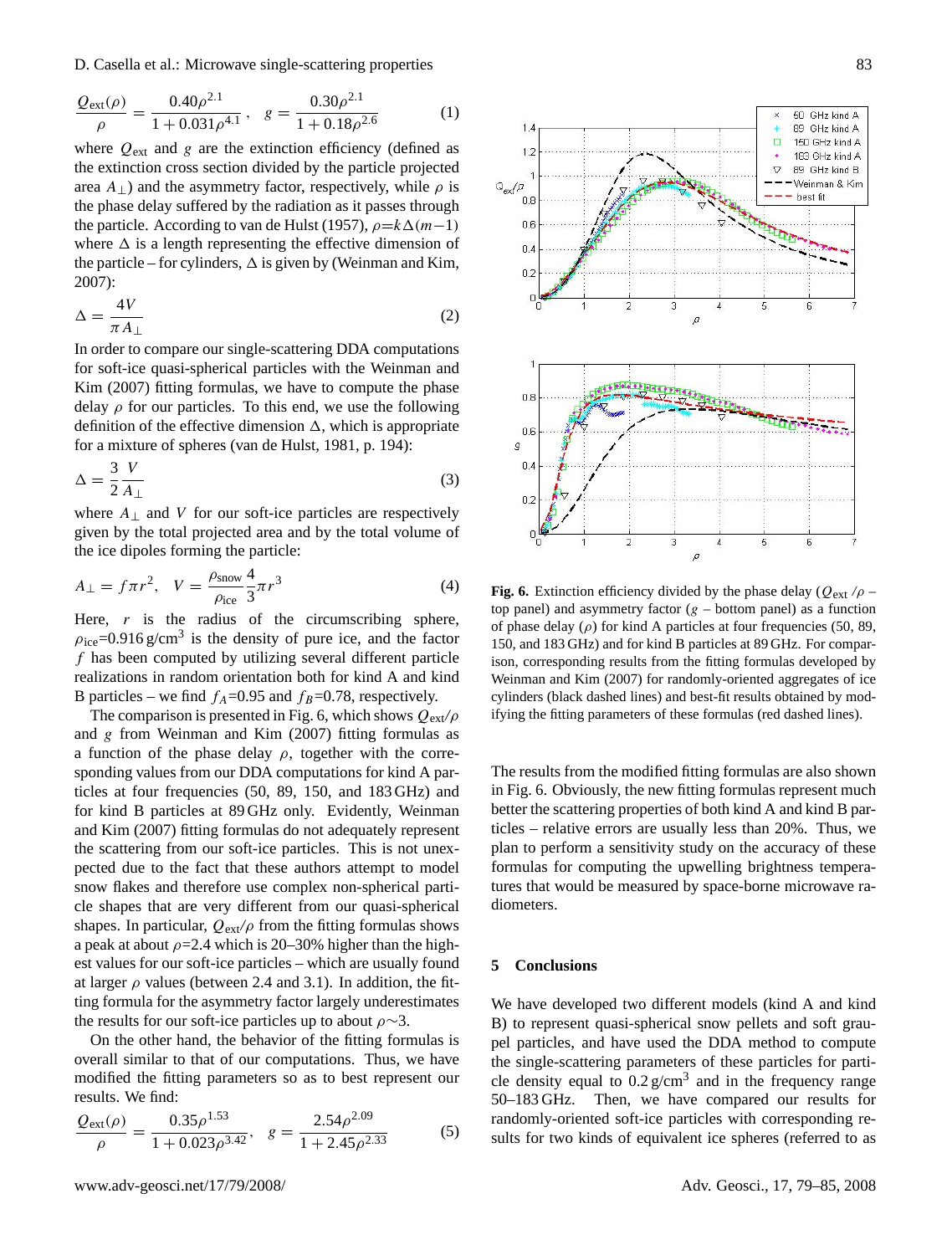$$\frac{Q_{\text{ext}}(\rho)}{\rho} = \frac{0.40\rho^{2.1}}{1+0.031\rho^{4.1}}, \quad g = \frac{0.30\rho^{2.1}}{1+0.18\rho^{2.6}} \tag{1}$$

where $Q_{\text{ext}}$ and $g$ are the extinction efficiency (defined as the extinction cross section divided by the particle projected area $A_{\perp}$) and the asymmetry factor, respectively, while $\rho$ is the phase delay suffered by the radiation as it passes through the particle. According to van de Hulst (1957), $\rho = k\Delta(m-1)$ where $\Delta$ is a length representing the effective dimension of the particle – for cylinders, $\Delta$ is given by (Weinman and Kim, 2007):

$$\Delta = \frac{4V}{\pi A_{\perp}} \tag{2}$$

In order to compare our single-scattering DDA computations for soft-ice quasi-spherical particles with the Weinman and Kim (2007) fitting formulas, we have to compute the phase delay $\rho$ for our particles. To this end, we use the following definition of the effective dimension $\Delta$, which is appropriate for a mixture of spheres (van de Hulst, 1981, p. 194):

$$\Delta = \frac{3}{2}\frac{V}{A_{\perp}} \tag{3}$$

where $A_{\perp}$ and $V$ for our soft-ice particles are respectively given by the total projected area and by the total volume of the ice dipoles forming the particle:

$$A_{\perp} = f\pi r^2, \quad V = \frac{\rho_{\text{snow}}}{\rho_{\text{ice}}}\frac{4}{3}\pi r^3 \tag{4}$$

Here, $r$ is the radius of the circumscribing sphere, $\rho_{\text{ice}}$=0.916 g/cm$^3$ is the density of pure ice, and the factor $f$ has been computed by utilizing several different particle realizations in random orientation both for kind A and kind B particles – we find $f_A$=0.95 and $f_B$=0.78, respectively.

The comparison is presented in Fig. 6, which shows $Q_{\text{ext}}/\rho$ and $g$ from Weinman and Kim (2007) fitting formulas as a function of the phase delay $\rho$, together with the corresponding values from our DDA computations for kind A particles at four frequencies (50, 89, 150, and 183 GHz) and for kind B particles at 89 GHz only. Evidently, Weinman and Kim (2007) fitting formulas do not adequately represent the scattering from our soft-ice particles. This is not unexpected due to the fact that these authors attempt to model snow flakes and therefore use complex non-spherical particle shapes that are very different from our quasi-spherical shapes. In particular, $Q_{\text{ext}}/\rho$ from the fitting formulas shows a peak at about $\rho$=2.4 which is 20–30% higher than the highest values for our soft-ice particles – which are usually found at larger $\rho$ values (between 2.4 and 3.1). In addition, the fitting formula for the asymmetry factor largely underestimates the results for our soft-ice particles up to about $\rho\sim 3$.

On the other hand, the behavior of the fitting formulas is overall similar to that of our computations. Thus, we have modified the fitting parameters so as to best represent our results. We find:

$$\frac{Q_{\text{ext}}(\rho)}{\rho} = \frac{0.35\rho^{1.53}}{1+0.023\rho^{3.42}}, \quad g = \frac{2.54\rho^{2.09}}{1+2.45\rho^{2.33}} \tag{5}$$

**Fig. 6.** Extinction efficiency divided by the phase delay ($Q_{\text{ext}}/\rho$ – top panel) and asymmetry factor ($g$ – bottom panel) as a function of phase delay ($\rho$) for kind A particles at four frequencies (50, 89, 150, and 183 GHz) and for kind B particles at 89 GHz. For comparison, corresponding results from the fitting formulas developed by Weinman and Kim (2007) for randomly-oriented aggregates of ice cylinders (black dashed lines) and best-fit results obtained by modifying the fitting parameters of these formulas (red dashed lines).

The results from the modified fitting formulas are also shown in Fig. 6. Obviously, the new fitting formulas represent much better the scattering properties of both kind A and kind B particles – relative errors are usually less than 20%. Thus, we plan to perform a sensitivity study on the accuracy of these formulas for computing the upwelling brightness temperatures that would be measured by space-borne microwave radiometers.

## 5 Conclusions

We have developed two different models (kind A and kind B) to represent quasi-spherical snow pellets and soft graupel particles, and have used the DDA method to compute the single-scattering parameters of these particles for particle density equal to 0.2 g/cm$^3$ and in the frequency range 50–183 GHz. Then, we have compared our results for randomly-oriented soft-ice particles with corresponding results for two kinds of equivalent ice spheres (referred to as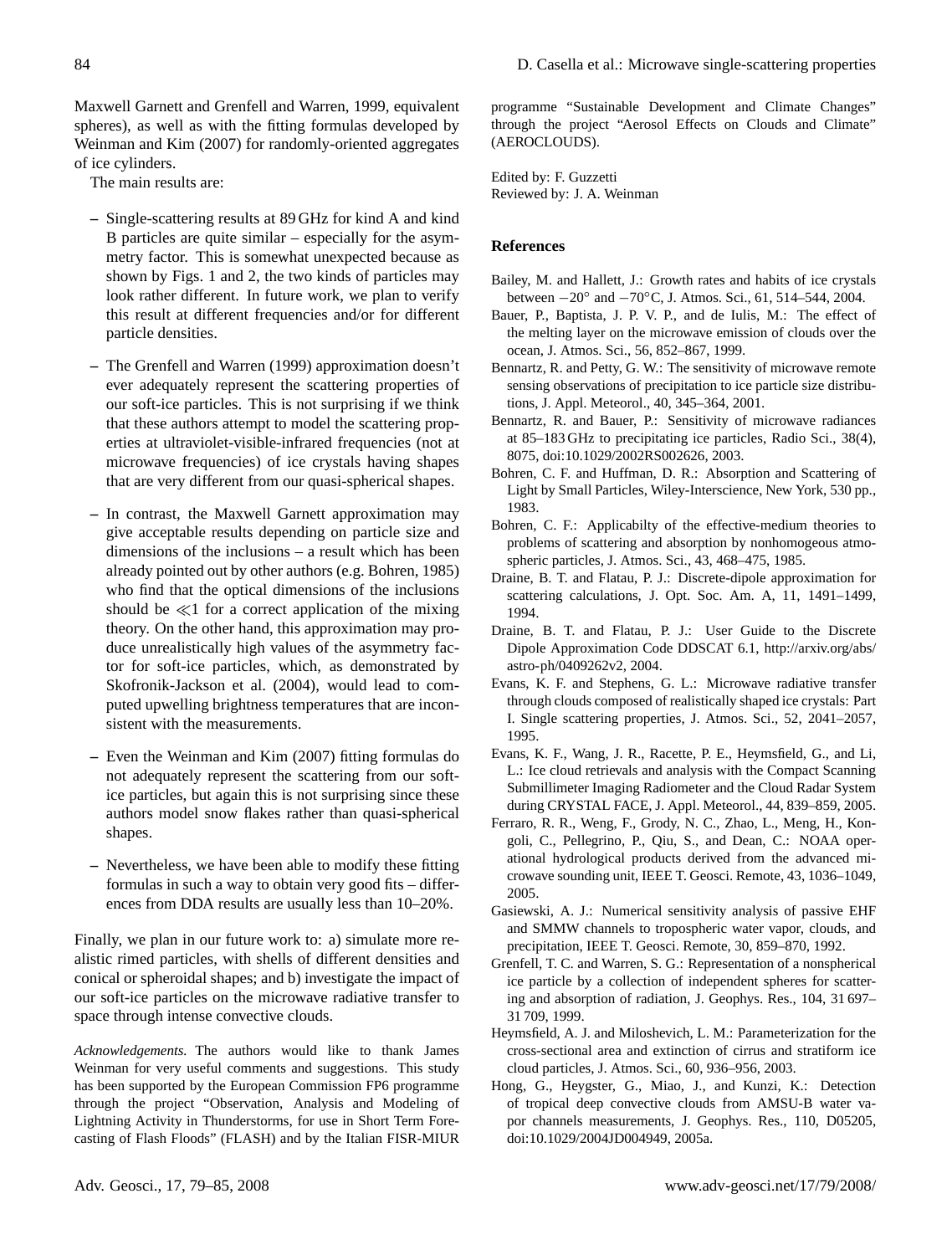Maxwell Garnett and Grenfell and Warren, 1999, equivalent spheres), as well as with the fitting formulas developed by Weinman and Kim (2007) for randomly-oriented aggregates of ice cylinders.

The main results are:

- Single-scattering results at 89 GHz for kind A and kind B particles are quite similar – especially for the asymmetry factor. This is somewhat unexpected because as shown by Figs. 1 and 2, the two kinds of particles may look rather different. In future work, we plan to verify this result at different frequencies and/or for different particle densities.

- The Grenfell and Warren (1999) approximation doesn't ever adequately represent the scattering properties of our soft-ice particles. This is not surprising if we think that these authors attempt to model the scattering properties at ultraviolet-visible-infrared frequencies (not at microwave frequencies) of ice crystals having shapes that are very different from our quasi-spherical shapes.

- In contrast, the Maxwell Garnett approximation may give acceptable results depending on particle size and dimensions of the inclusions – a result which has been already pointed out by other authors (e.g. Bohren, 1985) who find that the optical dimensions of the inclusions should be $\ll$1 for a correct application of the mixing theory. On the other hand, this approximation may produce unrealistically high values of the asymmetry factor for soft-ice particles, which, as demonstrated by Skofronik-Jackson et al. (2004), would lead to computed upwelling brightness temperatures that are inconsistent with the measurements.

- Even the Weinman and Kim (2007) fitting formulas do not adequately represent the scattering from our soft-ice particles, but again this is not surprising since these authors model snow flakes rather than quasi-spherical shapes.

- Nevertheless, we have been able to modify these fitting formulas in such a way to obtain very good fits – differences from DDA results are usually less than 10–20%.

Finally, we plan in our future work to: a) simulate more realistic rimed particles, with shells of different densities and conical or spheroidal shapes; and b) investigate the impact of our soft-ice particles on the microwave radiative transfer to space through intense convective clouds.

*Acknowledgements.* The authors would like to thank James Weinman for very useful comments and suggestions. This study has been supported by the European Commission FP6 programme through the project "Observation, Analysis and Modeling of Lightning Activity in Thunderstorms, for use in Short Term Forecasting of Flash Floods" (FLASH) and by the Italian FISR-MIUR programme "Sustainable Development and Climate Changes" through the project "Aerosol Effects on Clouds and Climate" (AEROCLOUDS).

Edited by: F. Guzzetti
Reviewed by: J. A. Weinman

## References

Bailey, M. and Hallett, J.: Growth rates and habits of ice crystals between −20° and −70°C, J. Atmos. Sci., 61, 514–544, 2004.

Bauer, P., Baptista, J. P. V. P., and de Iulis, M.: The effect of the melting layer on the microwave emission of clouds over the ocean, J. Atmos. Sci., 56, 852–867, 1999.

Bennartz, R. and Petty, G. W.: The sensitivity of microwave remote sensing observations of precipitation to ice particle size distributions, J. Appl. Meteorol., 40, 345–364, 2001.

Bennartz, R. and Bauer, P.: Sensitivity of microwave radiances at 85–183 GHz to precipitating ice particles, Radio Sci., 38(4), 8075, doi:10.1029/2002RS002626, 2003.

Bohren, C. F. and Huffman, D. R.: Absorption and Scattering of Light by Small Particles, Wiley-Interscience, New York, 530 pp., 1983.

Bohren, C. F.: Applicabilty of the effective-medium theories to problems of scattering and absorption by nonhomogeous atmospheric particles, J. Atmos. Sci., 43, 468–475, 1985.

Draine, B. T. and Flatau, P. J.: Discrete-dipole approximation for scattering calculations, J. Opt. Soc. Am. A, 11, 1491–1499, 1994.

Draine, B. T. and Flatau, P. J.: User Guide to the Discrete Dipole Approximation Code DDSCAT 6.1, http://arxiv.org/abs/astro-ph/0409262v2, 2004.

Evans, K. F. and Stephens, G. L.: Microwave radiative transfer through clouds composed of realistically shaped ice crystals: Part I. Single scattering properties, J. Atmos. Sci., 52, 2041–2057, 1995.

Evans, K. F., Wang, J. R., Racette, P. E., Heymsfield, G., and Li, L.: Ice cloud retrievals and analysis with the Compact Scanning Submillimeter Imaging Radiometer and the Cloud Radar System during CRYSTAL FACE, J. Appl. Meteorol., 44, 839–859, 2005.

Ferraro, R. R., Weng, F., Grody, N. C., Zhao, L., Meng, H., Kongoli, C., Pellegrino, P., Qiu, S., and Dean, C.: NOAA operational hydrological products derived from the advanced microwave sounding unit, IEEE T. Geosci. Remote, 43, 1036–1049, 2005.

Gasiewski, A. J.: Numerical sensitivity analysis of passive EHF and SMMW channels to tropospheric water vapor, clouds, and precipitation, IEEE T. Geosci. Remote, 30, 859–870, 1992.

Grenfell, T. C. and Warren, S. G.: Representation of a nonspherical ice particle by a collection of independent spheres for scattering and absorption of radiation, J. Geophys. Res., 104, 31 697–31 709, 1999.

Heymsfield, A. J. and Miloshevich, L. M.: Parameterization for the cross-sectional area and extinction of cirrus and stratiform ice cloud particles, J. Atmos. Sci., 60, 936–956, 2003.

Hong, G., Heygster, G., Miao, J., and Kunzi, K.: Detection of tropical deep convective clouds from AMSU-B water vapor channels measurements, J. Geophys. Res., 110, D05205, doi:10.1029/2004JD004949, 2005a.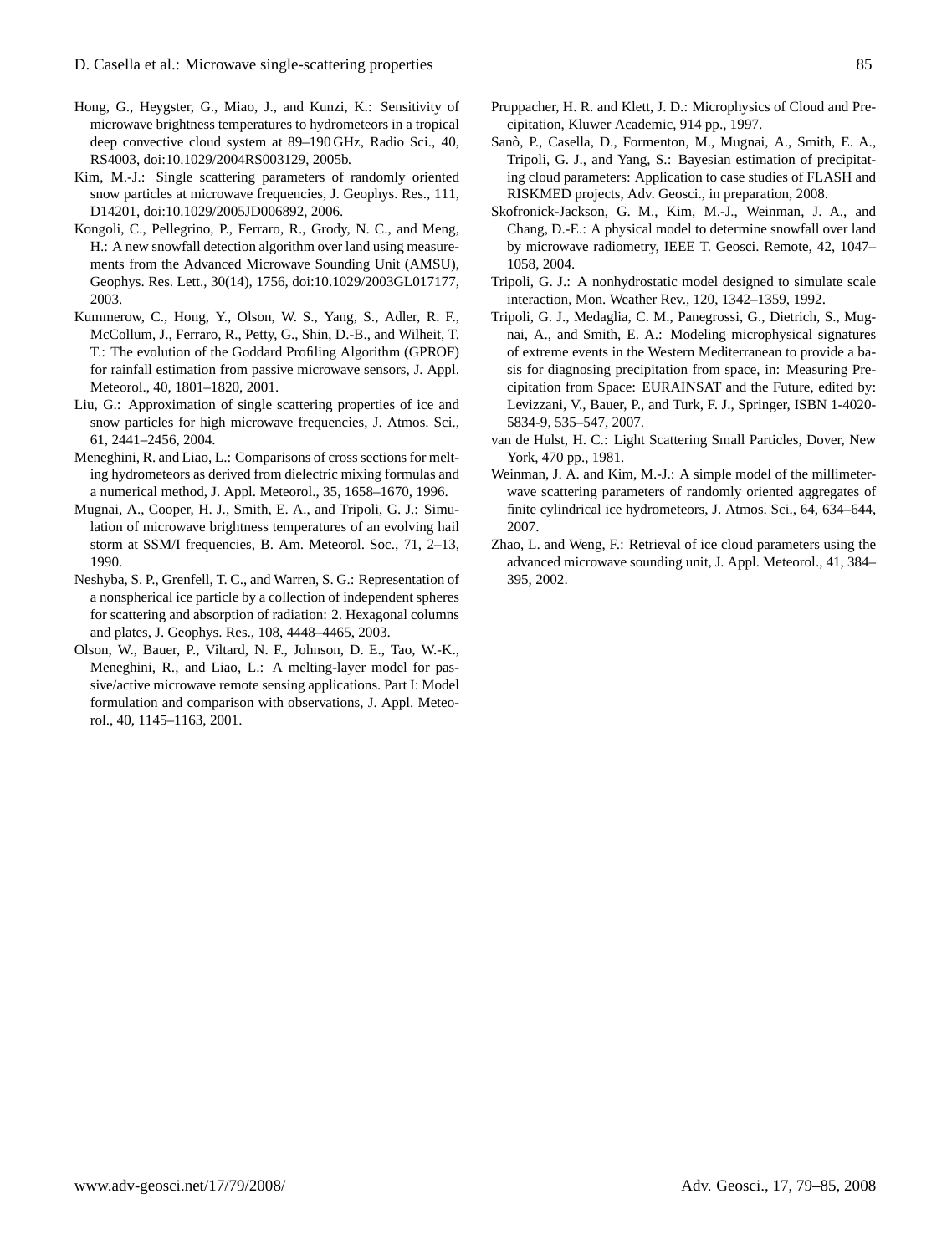Hong, G., Heygster, G., Miao, J., and Kunzi, K.: Sensitivity of microwave brightness temperatures to hydrometeors in a tropical deep convective cloud system at 89–190 GHz, Radio Sci., 40, RS4003, doi:10.1029/2004RS003129, 2005b.

Kim, M.-J.: Single scattering parameters of randomly oriented snow particles at microwave frequencies, J. Geophys. Res., 111, D14201, doi:10.1029/2005JD006892, 2006.

Kongoli, C., Pellegrino, P., Ferraro, R., Grody, N. C., and Meng, H.: A new snowfall detection algorithm over land using measurements from the Advanced Microwave Sounding Unit (AMSU), Geophys. Res. Lett., 30(14), 1756, doi:10.1029/2003GL017177, 2003.

Kummerow, C., Hong, Y., Olson, W. S., Yang, S., Adler, R. F., McCollum, J., Ferraro, R., Petty, G., Shin, D.-B., and Wilheit, T. T.: The evolution of the Goddard Profiling Algorithm (GPROF) for rainfall estimation from passive microwave sensors, J. Appl. Meteorol., 40, 1801–1820, 2001.

Liu, G.: Approximation of single scattering properties of ice and snow particles for high microwave frequencies, J. Atmos. Sci., 61, 2441–2456, 2004.

Meneghini, R. and Liao, L.: Comparisons of cross sections for melting hydrometeors as derived from dielectric mixing formulas and a numerical method, J. Appl. Meteorol., 35, 1658–1670, 1996.

Mugnai, A., Cooper, H. J., Smith, E. A., and Tripoli, G. J.: Simulation of microwave brightness temperatures of an evolving hail storm at SSM/I frequencies, B. Am. Meteorol. Soc., 71, 2–13, 1990.

Neshyba, S. P., Grenfell, T. C., and Warren, S. G.: Representation of a nonspherical ice particle by a collection of independent spheres for scattering and absorption of radiation: 2. Hexagonal columns and plates, J. Geophys. Res., 108, 4448–4465, 2003.

Olson, W., Bauer, P., Viltard, N. F., Johnson, D. E., Tao, W.-K., Meneghini, R., and Liao, L.: A melting-layer model for passive/active microwave remote sensing applications. Part I: Model formulation and comparison with observations, J. Appl. Meteorol., 40, 1145–1163, 2001.

Pruppacher, H. R. and Klett, J. D.: Microphysics of Cloud and Precipitation, Kluwer Academic, 914 pp., 1997.

Sanò, P., Casella, D., Formenton, M., Mugnai, A., Smith, E. A., Tripoli, G. J., and Yang, S.: Bayesian estimation of precipitating cloud parameters: Application to case studies of FLASH and RISKMED projects, Adv. Geosci., in preparation, 2008.

Skofronick-Jackson, G. M., Kim, M.-J., Weinman, J. A., and Chang, D.-E.: A physical model to determine snowfall over land by microwave radiometry, IEEE T. Geosci. Remote, 42, 1047–1058, 2004.

Tripoli, G. J.: A nonhydrostatic model designed to simulate scale interaction, Mon. Weather Rev., 120, 1342–1359, 1992.

Tripoli, G. J., Medaglia, C. M., Panegrossi, G., Dietrich, S., Mugnai, A., and Smith, E. A.: Modeling microphysical signatures of extreme events in the Western Mediterranean to provide a basis for diagnosing precipitation from space, in: Measuring Precipitation from Space: EURAINSAT and the Future, edited by: Levizzani, V., Bauer, P., and Turk, F. J., Springer, ISBN 1-4020-5834-9, 535–547, 2007.

van de Hulst, H. C.: Light Scattering Small Particles, Dover, New York, 470 pp., 1981.

Weinman, J. A. and Kim, M.-J.: A simple model of the millimeter-wave scattering parameters of randomly oriented aggregates of finite cylindrical ice hydrometeors, J. Atmos. Sci., 64, 634–644, 2007.

Zhao, L. and Weng, F.: Retrieval of ice cloud parameters using the advanced microwave sounding unit, J. Appl. Meteorol., 41, 384–395, 2002.